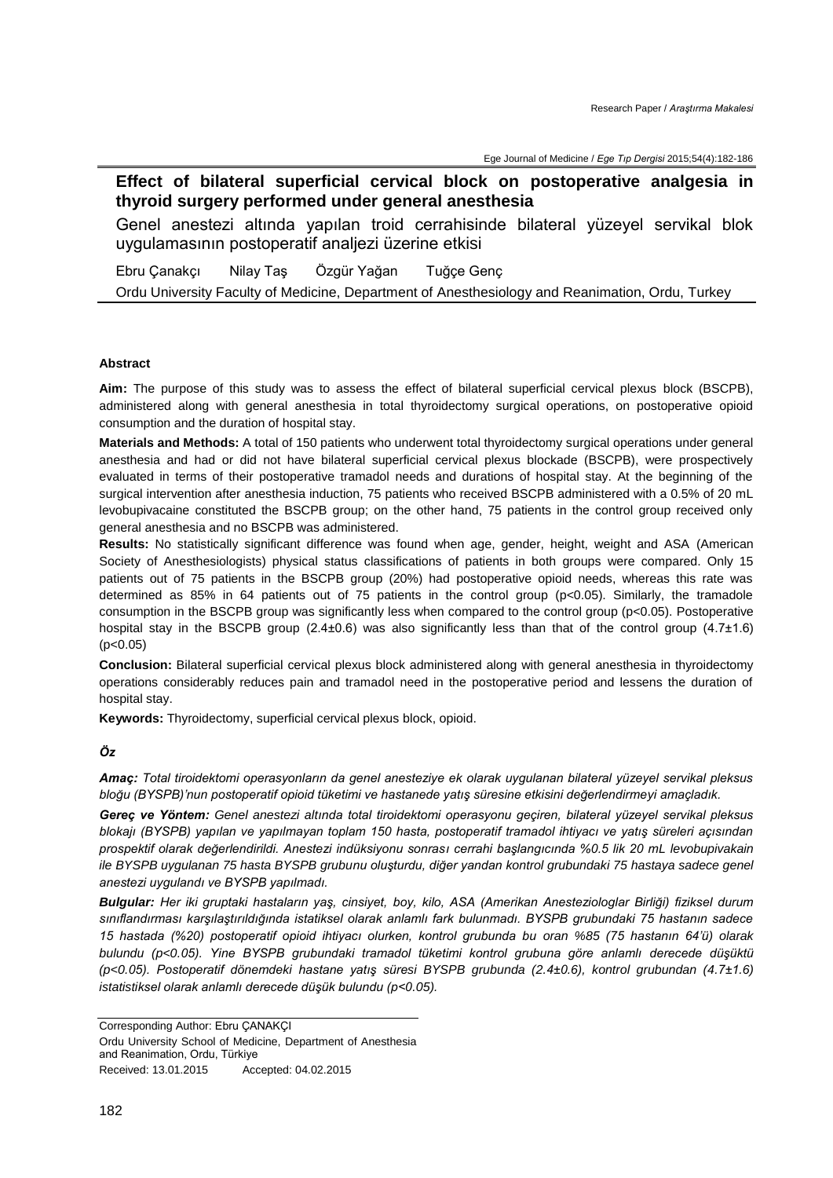Research Paper / *Araştırma Makalesi*

# Effect of bilateral superficial cervical block on postoperative analgesia in thyroid surgery performed under general anesthesia

## Genel anestezi altında yapılan troid cerrahisinde bilateral yüzeyel servikal blok uygulamasının postoperatif analjezi üzerine etkisi

Ebru Çanakçı   Nilay Taş   Özgür Yağan   Tuğçe Genç

Ordu University Faculty of Medicine, Department of Anesthesiology and Reanimation, Ordu, Turkey

### Abstract

**Aim:** The purpose of this study was to assess the effect of bilateral superficial cervical plexus block (BSCPB), administered along with general anesthesia in total thyroidectomy surgical operations, on postoperative opioid consumption and the duration of hospital stay.

**Materials and Methods:** A total of 150 patients who underwent total thyroidectomy surgical operations under general anesthesia and had or did not have bilateral superficial cervical plexus blockade (BSCPB), were prospectively evaluated in terms of their postoperative tramadol needs and durations of hospital stay. At the beginning of the surgical intervention after anesthesia induction, 75 patients who received BSCPB administered with a 0.5% of 20 mL levobupivacaine constituted the BSCPB group; on the other hand, 75 patients in the control group received only general anesthesia and no BSCPB was administered.

**Results:** No statistically significant difference was found when age, gender, height, weight and ASA (American Society of Anesthesiologists) physical status classifications of patients in both groups were compared. Only 15 patients out of 75 patients in the BSCPB group (20%) had postoperative opioid needs, whereas this rate was determined as 85% in 64 patients out of 75 patients in the control group ($p<0.05$). Similarly, the tramadole consumption in the BSCPB group was significantly less when compared to the control group ($p<0.05$). Postoperative hospital stay in the BSCPB group (2.4±0.6) was also significantly less than that of the control group (4.7±1.6) ($p<0.05$)

**Conclusion:** Bilateral superficial cervical plexus block administered along with general anesthesia in thyroidectomy operations considerably reduces pain and tramadol need in the postoperative period and lessens the duration of hospital stay.

**Keywords:** Thyroidectomy, superficial cervical plexus block, opioid.

### *Öz*

***Amaç:*** *Total tiroidektomi operasyonların da genel anesteziye ek olarak uygulanan bilateral yüzeyel servikal pleksus bloğu (BYSPB)'nun postoperatif opioid tüketimi ve hastanede yatış süresine etkisini değerlendirmeyi amaçladık.*

***Gereç ve Yöntem:*** *Genel anestezi altında total tiroidektomi operasyonu geçiren, bilateral yüzeyel servikal pleksus blokajı (BYSPB) yapılan ve yapılmayan toplam 150 hasta, postoperatif tramadol ihtiyacı ve yatış süreleri açısından prospektif olarak değerlendirildi. Anestezi indüksiyonu sonrası cerrahi başlangıcında %0.5 lik 20 mL levobupivakain ile BYSPB uygulanan 75 hasta BYSPB grubunu oluşturdu, diğer yandan kontrol grubundaki 75 hastaya sadece genel anestezi uygulandı ve BYSPB yapılmadı.*

***Bulgular:*** *Her iki gruptaki hastaların yaş, cinsiyet, boy, kilo, ASA (Amerikan Anestez
ologlar Birliği) fiziksel durum sınıflandırması karşılaştırıldığında istatiksel olarak anlamlı fark bulunmadı. BYSPB grubundaki 75 hastanın sadece 15 hastada (%20) postoperatif opioid ihtiyacı olurken, kontrol grubunda bu oran %85 (75 hastanın 64'ü) olarak bulundu ($p<0.05$). Yine BYSPB grubundaki tramadol tüketimi kontrol grubuna göre anlamlı derecede düşüktü ($p<0.05$). Postoperatif dönemdeki hastane yatış süresi BYSPB grubunda (2.4±0.6), kontrol grubundan (4.7±1.6) istatistiksel olarak anlamlı derecede düşük bulundu ($p<0.05$).*

Corresponding Author: Ebru ÇANAKÇI
Ordu University School of Medicine, Department of Anesthesia and Reanimation, Ordu, Türkiye
Received: 13.01.2015   Accepted: 04.02.2015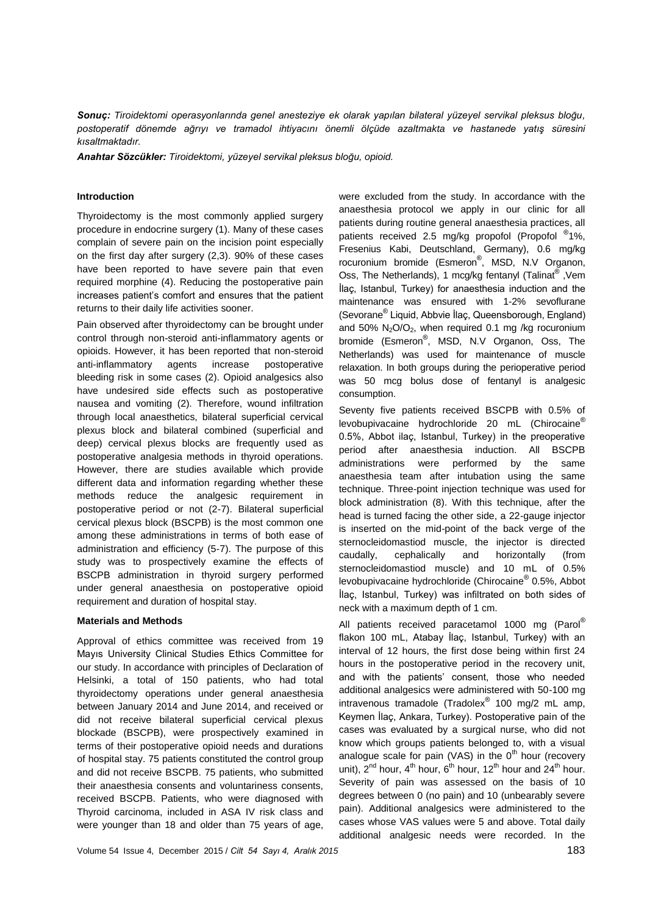***Sonuç:*** *Tiroidektomi operasyonlarında genel anesteziye ek olarak yapılan bilateral yüzeyel servikal pleksus bloğu, postoperatif dönemde ağrıyı ve tramadol ihtiyacını önemli ölçüde azaltmakta ve hastanede yatış süresini kısaltmaktadır.*

***Anahtar Sözcükler:*** *Tiroidektomi, yüzeyel servikal pleksus bloğu, opioid.*

**Introduction**

Thyroidectomy is the most commonly applied surgery procedure in endocrine surgery (1). Many of these cases complain of severe pain on the incision point especially on the first day after surgery (2,3). 90% of these cases have been reported to have severe pain that even required morphine (4). Reducing the postoperative pain increases patient's comfort and ensures that the patient returns to their daily life activities sooner.

Pain observed after thyroidectomy can be brought under control through non-steroid anti-inflammatory agents or opioids. However, it has been reported that non-steroid anti-inflammatory agents increase postoperative bleeding risk in some cases (2). Opioid analgesics also have undesired side effects such as postoperative nausea and vomiting (2). Therefore, wound infiltration through local anaesthetics, bilateral superficial cervical plexus block and bilateral combined (superficial and deep) cervical plexus blocks are frequently used as postoperative analgesia methods in thyroid operations. However, there are studies available which provide different data and information regarding whether these methods reduce the analgesic requirement in postoperative period or not (2-7). Bilateral superficial cervical plexus block (BSCPB) is the most common one among these administrations in terms of both ease of administration and efficiency (5-7). The purpose of this study was to prospectively examine the effects of BSCPB administration in thyroid surgery performed under general anaesthesia on postoperative opioid requirement and duration of hospital stay.

**Materials and Methods**

Approval of ethics committee was received from 19 Mayıs University Clinical Studies Ethics Committee for our study. In accordance with principles of Declaration of Helsinki, a total of 150 patients, who had total thyroidectomy operations under general anaesthesia between January 2014 and June 2014, and received or did not receive bilateral superficial cervical plexus blockade (BSCPB), were prospectively examined in terms of their postoperative opioid needs and durations of hospital stay. 75 patients constituted the control group and did not receive BSCPB. 75 patients, who submitted their anaesthesia consents and voluntariness consents, received BSCPB. Patients, who were diagnosed with Thyroid carcinoma, included in ASA IV risk class and were younger than 18 and older than 75 years of age, were excluded from the study. In accordance with the anaesthesia protocol we apply in our clinic for all patients during routine general anaesthesia practices, all patients received 2.5 mg/kg propofol (Propofol ®1%, Fresenius Kabi, Deutschland, Germany), 0.6 mg/kg rocuronium bromide (Esmeron®, MSD, N.V Organon, Oss, The Netherlands), 1 mcg/kg fentanyl (Talinat® ,Vem İlaç, Istanbul, Turkey) for anaesthesia induction and the maintenance was ensured with 1-2% sevoflurane (Sevorane® Liquid, Abbvie İlaç, Queensborough, England) and 50% $N_2O/O_2$, when required 0.1 mg /kg rocuronium bromide (Esmeron®, MSD, N.V Organon, Oss, The Netherlands) was used for maintenance of muscle relaxation. In both groups during the perioperative period was 50 mcg bolus dose of fentanyl is analgesic consumption.

Seventy five patients received BSCPB with 0.5% of levobupivacaine hydrochloride 20 mL (Chirocaine® 0.5%, Abbot ilaç, Istanbul, Turkey) in the preoperative period after anaesthesia induction. All BSCPB administrations were performed by the same anaesthesia team after intubation using the same technique. Three-point injection technique was used for block administration (8). With this technique, after the head is turned facing the other side, a 22-gauge injector is inserted on the mid-point of the back verge of the sternocleidomastiod muscle, the injector is directed caudally, cephalically and horizontally (from sternocleidomastiod muscle) and 10 mL of 0.5% levobupivacaine hydrochloride (Chirocaine® 0.5%, Abbot İlaç, Istanbul, Turkey) was infiltrated on both sides of neck with a maximum depth of 1 cm.

All patients received paracetamol 1000 mg (Parol® flakon 100 mL, Atabay İlaç, Istanbul, Turkey) with an interval of 12 hours, the first dose being within first 24 hours in the postoperative period in the recovery unit, and with the patients' consent, those who needed additional analgesics were administered with 50-100 mg intravenous tramadole (Tradolex® 100 mg/2 mL amp, Keymen İlaç, Ankara, Turkey). Postoperative pain of the cases was evaluated by a surgical nurse, who did not know which groups patients belonged to, with a visual analogue scale for pain (VAS) in the $0^{th}$ hour (recovery unit), $2^{nd}$ hour, $4^{th}$ hour, $6^{th}$ hour, $12^{th}$ hour and $24^{th}$ hour. Severity of pain was assessed on the basis of 10 degrees between 0 (no pain) and 10 (unbearably severe pain). Additional analgesics were administered to the cases whose VAS values were 5 and above. Total daily additional analgesic needs were recorded. In the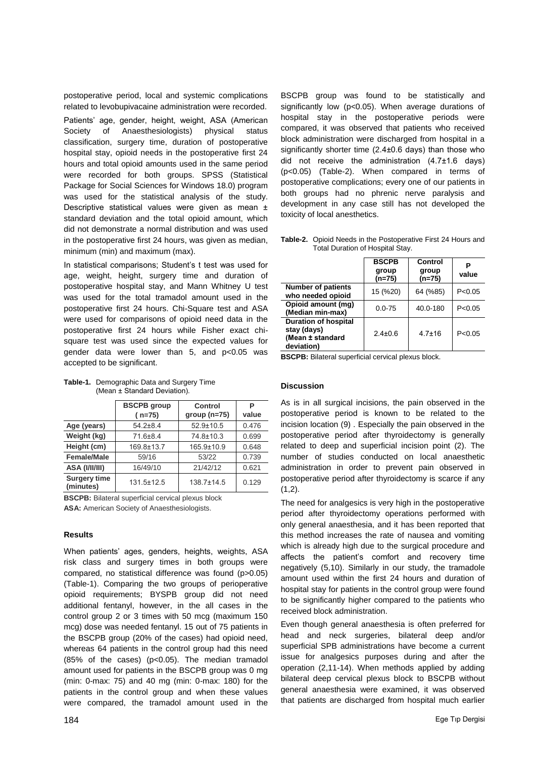postoperative period, local and systemic complications related to levobupivacaine administration were recorded.

Patients' age, gender, height, weight, ASA (American Society of Anaesthesiologists) physical status classification, surgery time, duration of postoperative hospital stay, opioid needs in the postoperative first 24 hours and total opioid amounts used in the same period were recorded for both groups. SPSS (Statistical Package for Social Sciences for Windows 18.0) program was used for the statistical analysis of the study. Descriptive statistical values were given as mean ± standard deviation and the total opioid amount, which did not demonstrate a normal distribution and was used in the postoperative first 24 hours, was given as median, minimum (min) and maximum (max).

In statistical comparisons; Student's t test was used for age, weight, height, surgery time and duration of postoperative hospital stay, and Mann Whitney U test was used for the total tramadol amount used in the postoperative first 24 hours. Chi-Square test and ASA were used for comparisons of opioid need data in the postoperative first 24 hours while Fisher exact chi-square test was used since the expected values for gender data were lower than 5, and p<0.05 was accepted to be significant.

**Table-1.** Demographic Data and Surgery Time (Mean ± Standard Deviation).

| | BSCPB group ( n=75) | Control group (n=75) | P value |
|---|---|---|---|
| **Age (years)** | 54.2±8.4 | 52.9±10.5 | 0.476 |
| **Weight (kg)** | 71.6±8.4 | 74.8±10.3 | 0.699 |
| **Height (cm)** | 169.8±13.7 | 165.9±10.9 | 0.648 |
| **Female/Male** | 59/16 | 53/22 | 0.739 |
| **ASA (I/II/III)** | 16/49/10 | 21/42/12 | 0.621 |
| **Surgery time (minutes)** | 131.5±12.5 | 138.7±14.5 | 0.129 |

**BSCPB:** Bilateral superficial cervical plexus block
**ASA:** American Society of Anaesthesiologists.

### Results

When patients' ages, genders, heights, weights, ASA risk class and surgery times in both groups were compared, no statistical difference was found (p>0.05) (Table-1). Comparing the two groups of perioperative opioid requirements; BYSPB group did not need additional fentanyl, however, in the all cases in the control group 2 or 3 times with 50 mcg (maximum 150 mcg) dose was needed fentanyl. 15 out of 75 patients in the BSCPB group (20% of the cases) had opioid need, whereas 64 patients in the control group had this need (85% of the cases) (p<0.05). The median tramadol amount used for patients in the BSCPB group was 0 mg (min: 0-max: 75) and 40 mg (min: 0-max: 180) for the patients in the control group and when these values were compared, the tramadol amount used in the BSCPB group was found to be statistically and significantly low (p<0.05). When average durations of hospital stay in the postoperative periods were compared, it was observed that patients who received block administration were discharged from hospital in a significantly shorter time (2.4±0.6 days) than those who did not receive the administration (4.7±1.6 days) (p<0.05) (Table-2). When compared in terms of postoperative complications; every one of our patients in both groups had no phrenic nerve paralysis and development in any case still has not developed the toxicity of local anesthetics.

**Table-2.** Opioid Needs in the Postoperative First 24 Hours and Total Duration of Hospital Stay.

| | BSCPB group (n=75) | Control group (n=75) | P value |
|---|---|---|---|
| **Number of patients who needed opioid** | 15 (%20) | 64 (%85) | P<0.05 |
| **Opioid amount (mg) (Median min-max)** | 0.0-75 | 40.0-180 | P<0.05 |
| **Duration of hospital stay (days) (Mean ± standard deviation)** | 2.4±0.6 | 4.7±16 | P<0.05 |

**BSCPB:** Bilateral superficial cervical plexus block.

### Discussion

As is in all surgical incisions, the pain observed in the postoperative period is known to be related to the incision location (9) . Especially the pain observed in the postoperative period after thyroidectomy is generally related to deep and superficial incision point (2). The number of studies conducted on local anaesthetic administration in order to prevent pain observed in postoperative period after thyroidectomy is scarce if any (1,2).

The need for analgesics is very high in the postoperative period after thyroidectomy operations performed with only general anaesthesia, and it has been reported that this method increases the rate of nausea and vomiting which is already high due to the surgical procedure and affects the patient's comfort and recovery time negatively (5,10). Similarly in our study, the tramadole amount used within the first 24 hours and duration of hospital stay for patients in the control group were found to be significantly higher compared to the patients who received block administration.

Even though general anaesthesia is often preferred for head and neck surgeries, bilateral deep and/or superficial SPB administrations have become a current issue for analgesics purposes during and after the operation (2,11-14). When methods applied by adding bilateral deep cervical plexus block to BSCPB without general anaesthesia were examined, it was observed that patients are discharged from hospital much earlier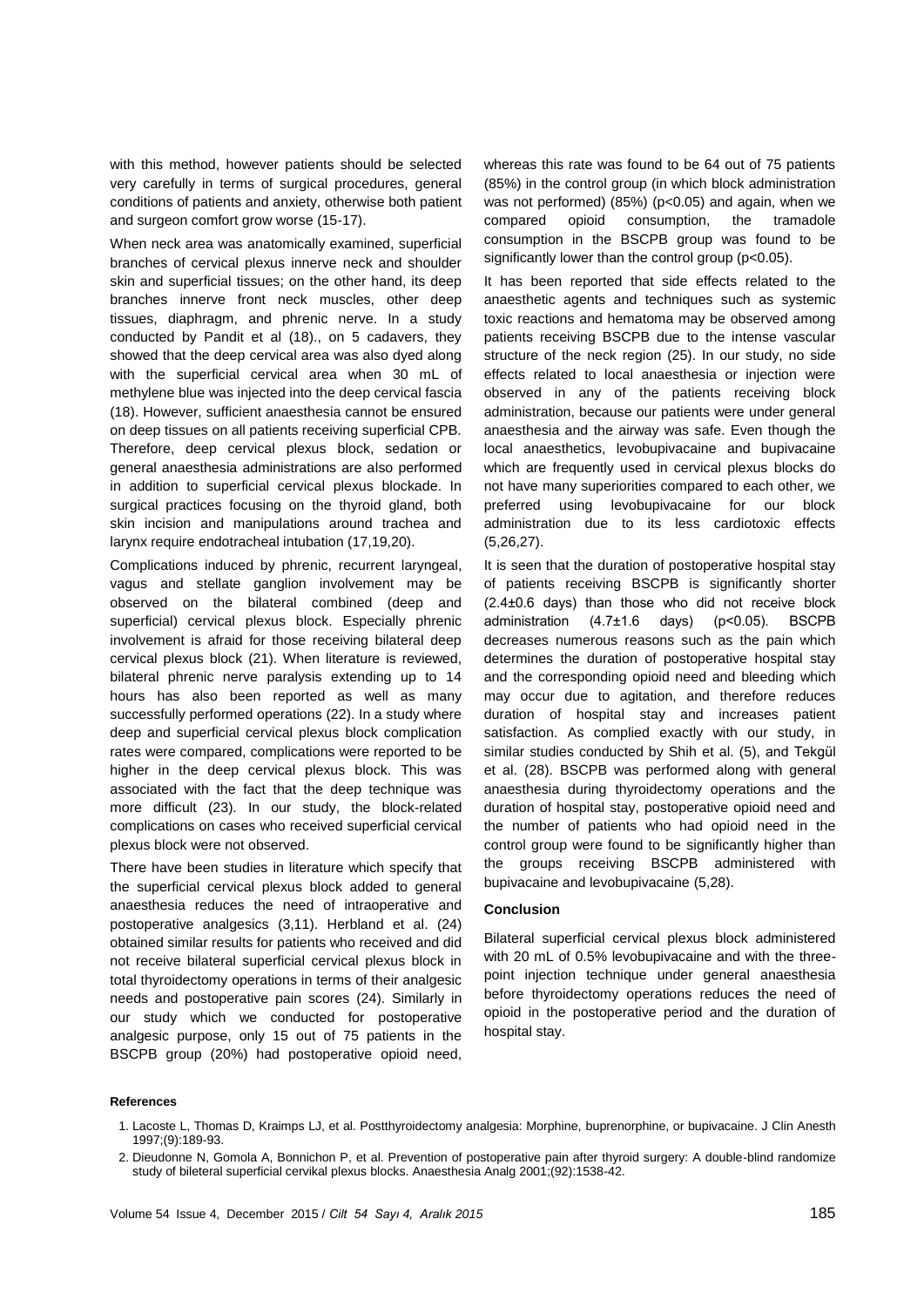with this method, however patients should be selected very carefully in terms of surgical procedures, general conditions of patients and anxiety, otherwise both patient and surgeon comfort grow worse (15-17).

When neck area was anatomically examined, superficial branches of cervical plexus innerve neck and shoulder skin and superficial tissues; on the other hand, its deep branches innerve front neck muscles, other deep tissues, diaphragm, and phrenic nerve. In a study conducted by Pandit et al (18)., on 5 cadavers, they showed that the deep cervical area was also dyed along with the superficial cervical area when 30 mL of methylene blue was injected into the deep cervical fascia (18). However, sufficient anaesthesia cannot be ensured on deep tissues on all patients receiving superficial CPB. Therefore, deep cervical plexus block, sedation or general anaesthesia administrations are also performed in addition to superficial cervical plexus blockade. In surgical practices focusing on the thyroid gland, both skin incision and manipulations around trachea and larynx require endotracheal intubation (17,19,20).

Complications induced by phrenic, recurrent laryngeal, vagus and stellate ganglion involvement may be observed on the bilateral combined (deep and superficial) cervical plexus block. Especially phrenic involvement is afraid for those receiving bilateral deep cervical plexus block (21). When literature is reviewed, bilateral phrenic nerve paralysis extending up to 14 hours has also been reported as well as many successfully performed operations (22). In a study where deep and superficial cervical plexus block complication rates were compared, complications were reported to be higher in the deep cervical plexus block. This was associated with the fact that the deep technique was more difficult (23). In our study, the block-related complications on cases who received superficial cervical plexus block were not observed.

There have been studies in literature which specify that the superficial cervical plexus block added to general anaesthesia reduces the need of intraoperative and postoperative analgesics (3,11). Herbland et al. (24) obtained similar results for patients who received and did not receive bilateral superficial cervical plexus block in total thyroidectomy operations in terms of their analgesic needs and postoperative pain scores (24). Similarly in our study which we conducted for postoperative analgesic purpose, only 15 out of 75 patients in the BSCPB group (20%) had postoperative opioid need, whereas this rate was found to be 64 out of 75 patients (85%) in the control group (in which block administration was not performed) (85%) ($p<0.05$) and again, when we compared opioid consumption, the tramadole consumption in the BSCPB group was found to be significantly lower than the control group ($p<0.05$).

It has been reported that side effects related to the anaesthetic agents and techniques such as systemic toxic reactions and hematoma may be observed among patients receiving BSCPB due to the intense vascular structure of the neck region (25). In our study, no side effects related to local anaesthesia or injection were observed in any of the patients receiving block administration, because our patients were under general anaesthesia and the airway was safe. Even though the local anaesthetics, levobupivacaine and bupivacaine which are frequently used in cervical plexus blocks do not have many superiorities compared to each other, we preferred using levobupivacaine for our block administration due to its less cardiotoxic effects (5,26,27).

It is seen that the duration of postoperative hospital stay of patients receiving BSCPB is significantly shorter (2.4±0.6 days) than those who did not receive block administration (4.7±1.6 days) ($p<0.05$). BSCPB decreases numerous reasons such as the pain which determines the duration of postoperative hospital stay and the corresponding opioid need and bleeding which may occur due to agitation, and therefore reduces duration of hospital stay and increases patient satisfaction. As complied exactly with our study, in similar studies conducted by Shih et al. (5), and Tekgül et al. (28). BSCPB was performed along with general anaesthesia during thyroidectomy operations and the duration of hospital stay, postoperative opioid need and the number of patients who had opioid need in the control group were found to be significantly higher than the groups receiving BSCPB administered with bupivacaine and levobupivacaine (5,28).

## Conclusion

Bilateral superficial cervical plexus block administered with 20 mL of 0.5% levobupivacaine and with the three-point injection technique under general anaesthesia before thyroidectomy operations reduces the need of opioid in the postoperative period and the duration of hospital stay.

## References

1. Lacoste L, Thomas D, Kraimps LJ, et al. Postthyroidectomy analgesia: Morphine, buprenorphine, or bupivacaine. J Clin Anesth 1997;(9):189-93.
2. Dieudonne N, Gomola A, Bonnichon P, et al. Prevention of postoperative pain after thyroid surgery: A double-blind randomize study of bileteral superficial cervikal plexus blocks. Anaesthesia Analg 2001;(92):1538-42.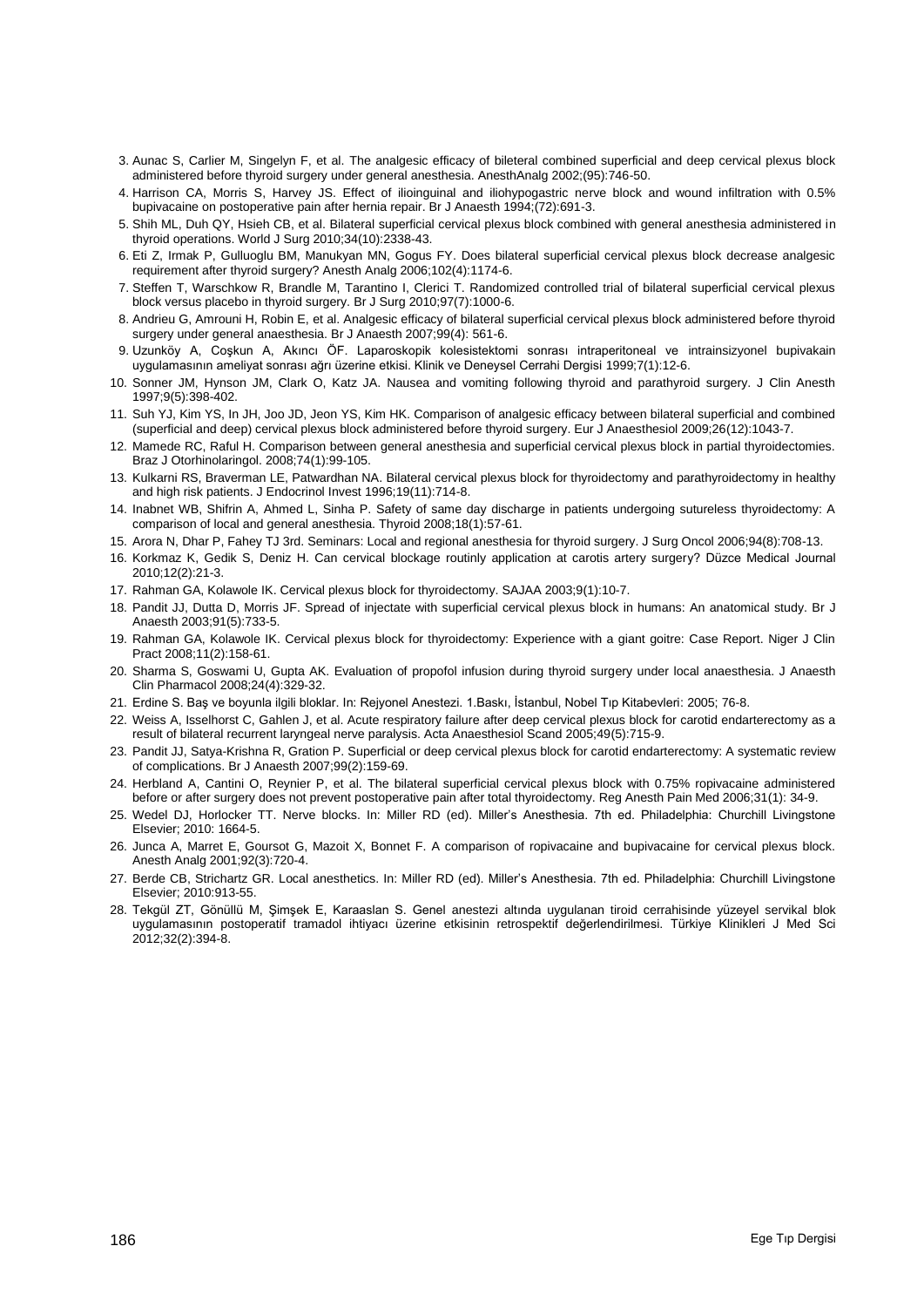3. Aunac S, Carlier M, Singelyn F, et al. The analgesic efficacy of bileteral combined superficial and deep cervical plexus block administered before thyroid surgery under general anesthesia. AnesthAnalg 2002;(95):746-50.
4. Harrison CA, Morris S, Harvey JS. Effect of ilioinguinal and iliohypogastric nerve block and wound infiltration with 0.5% bupivacaine on postoperative pain after hernia repair. Br J Anaesth 1994;(72):691-3.
5. Shih ML, Duh QY, Hsieh CB, et al. Bilateral superficial cervical plexus block combined with general anesthesia administered in thyroid operations. World J Surg 2010;34(10):2338-43.
6. Eti Z, Irmak P, Gulluoglu BM, Manukyan MN, Gogus FY. Does bilateral superficial cervical plexus block decrease analgesic requirement after thyroid surgery? Anesth Analg 2006;102(4):1174-6.
7. Steffen T, Warschkow R, Brandle M, Tarantino I, Clerici T. Randomized controlled trial of bilateral superficial cervical plexus block versus placebo in thyroid surgery. Br J Surg 2010;97(7):1000-6.
8. Andrieu G, Amrouni H, Robin E, et al. Analgesic efficacy of bilateral superficial cervical plexus block administered before thyroid surgery under general anaesthesia. Br J Anaesth 2007;99(4): 561-6.
9. Uzunköy A, Coşkun A, Akıncı ÖF. Laparoskopik kolesistektomi sonrası intraperitoneal ve intrainsizyonel bupivakain uygulamasının ameliyat sonrası ağrı üzerine etkisi. Klinik ve Deneysel Cerrahi Dergisi 1999;7(1):12-6.
10. Sonner JM, Hynson JM, Clark O, Katz JA. Nausea and vomiting following thyroid and parathyroid surgery. J Clin Anesth 1997;9(5):398-402.
11. Suh YJ, Kim YS, In JH, Joo JD, Jeon YS, Kim HK. Comparison of analgesic efficacy between bilateral superficial and combined (superficial and deep) cervical plexus block administered before thyroid surgery. Eur J Anaesthesiol 2009;26(12):1043-7.
12. Mamede RC, Raful H. Comparison between general anesthesia and superficial cervical plexus block in partial thyroidectomies. Braz J Otorhinolaringol. 2008;74(1):99-105.
13. Kulkarni RS, Braverman LE, Patwardhan NA. Bilateral cervical plexus block for thyroidectomy and parathyroidectomy in healthy and high risk patients. J Endocrinol Invest 1996;19(11):714-8.
14. Inabnet WB, Shifrin A, Ahmed L, Sinha P. Safety of same day discharge in patients undergoing sutureless thyroidectomy: A comparison of local and general anesthesia. Thyroid 2008;18(1):57-61.
15. Arora N, Dhar P, Fahey TJ 3rd. Seminars: Local and regional anesthesia for thyroid surgery. J Surg Oncol 2006;94(8):708-13.
16. Korkmaz K, Gedik S, Deniz H. Can cervical blockage routinly application at carotis artery surgery? Düzce Medical Journal 2010;12(2):21-3.
17. Rahman GA, Kolawole IK. Cervical plexus block for thyroidectomy. SAJAA 2003;9(1):10-7.
18. Pandit JJ, Dutta D, Morris JF. Spread of injectate with superficial cervical plexus block in humans: An anatomical study. Br J Anaesth 2003;91(5):733-5.
19. Rahman GA, Kolawole IK. Cervical plexus block for thyroidectomy: Experience with a giant goitre: Case Report. Niger J Clin Pract 2008;11(2):158-61.
20. Sharma S, Goswami U, Gupta AK. Evaluation of propofol infusion during thyroid surgery under local anaesthesia. J Anaesth Clin Pharmacol 2008;24(4):329-32.
21. Erdine S. Baş ve boyunla ilgili bloklar. In: Rejyonel Anestezi. 1.Baskı, İstanbul, Nobel Tıp Kitabevleri: 2005; 76-8.
22. Weiss A, Isselhorst C, Gahlen J, et al. Acute respiratory failure after deep cervical plexus block for carotid endarterectomy as a result of bilateral recurrent laryngeal nerve paralysis. Acta Anaesthesiol Scand 2005;49(5):715-9.
23. Pandit JJ, Satya-Krishna R, Gration P. Superficial or deep cervical plexus block for carotid endarterectomy: A systematic review of complications. Br J Anaesth 2007;99(2):159-69.
24. Herbland A, Cantini O, Reynier P, et al. The bilateral superficial cervical plexus block with 0.75% ropivacaine administered before or after surgery does not prevent postoperative pain after total thyroidectomy. Reg Anesth Pain Med 2006;31(1): 34-9.
25. Wedel DJ, Horlocker TT. Nerve blocks. In: Miller RD (ed). Miller's Anesthesia. 7th ed. Philadelphia: Churchill Livingstone Elsevier; 2010: 1664-5.
26. Junca A, Marret E, Goursot G, Mazoit X, Bonnet F. A comparison of ropivacaine and bupivacaine for cervical plexus block. Anesth Analg 2001;92(3):720-4.
27. Berde CB, Strichartz GR. Local anesthetics. In: Miller RD (ed). Miller's Anesthesia. 7th ed. Philadelphia: Churchill Livingstone Elsevier; 2010:913-55.
28. Tekgül ZT, Gönüllü M, Şimşek E, Karaaslan S. Genel anestezi altında uygulanan tiroid cerrahisinde yüzeyel servikal blok uygulamasının postoperatif tramadol ihtiyacı üzerine etkisinin retrospektif değerlendirilmesi. Türkiye Klinikleri J Med Sci 2012;32(2):394-8.